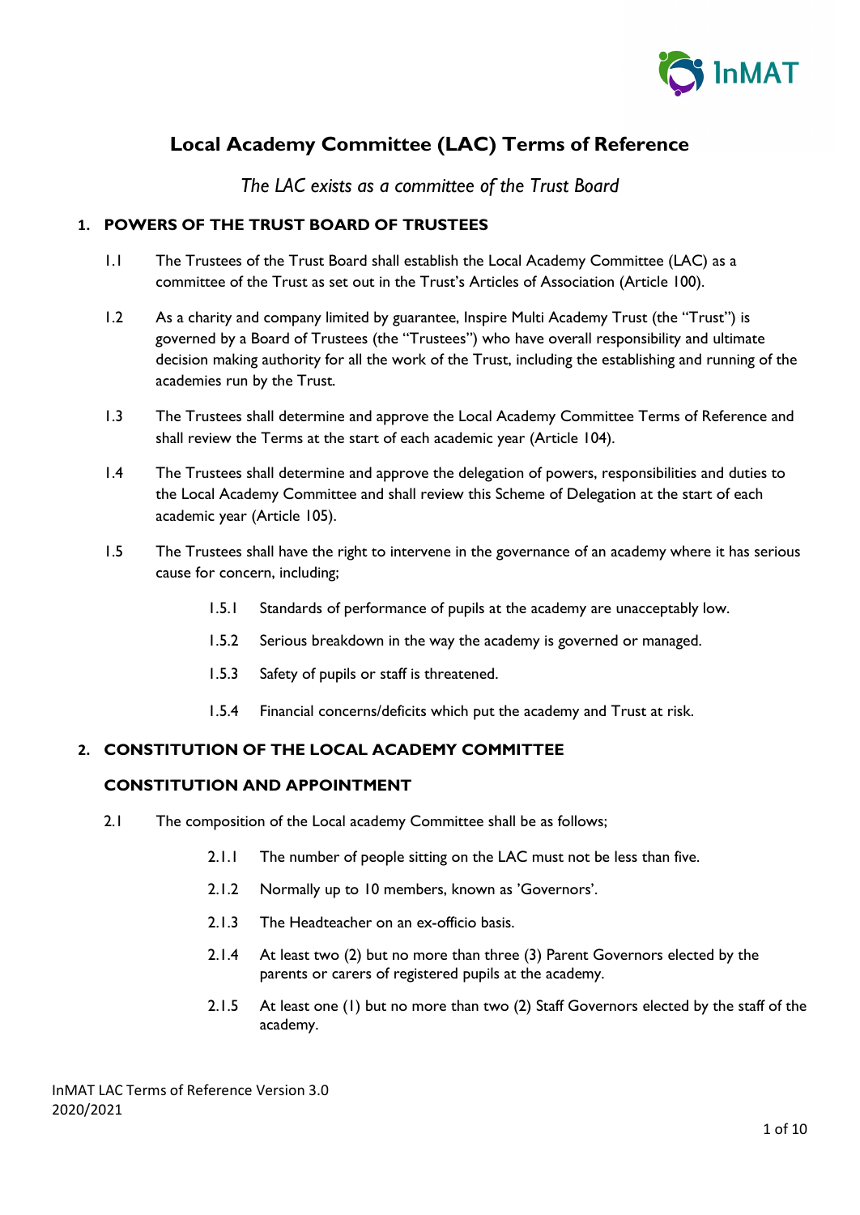# Local Academy Committee (LAC) Terms of Reference

*The LAC exists as a committee of the Trust Board*

## 1. POWERS OF THE TRUST BOARD OF TRUSTEES

1.1 The Trustees of the Trust Board shall establish the Local Academy Committee (LAC) as a committee of the Trust as set out in the Trust's Articles of Association (Article 100).

1.2 As a charity and company limited by guarantee, Inspire Multi Academy Trust (the "Trust") is governed by a Board of Trustees (the "Trustees") who have overall responsibility and ultimate decision making authority for all the work of the Trust, including the establishing and running of the academies run by the Trust.

1.3 The Trustees shall determine and approve the Local Academy Committee Terms of Reference and shall review the Terms at the start of each academic year (Article 104).

1.4 The Trustees shall determine and approve the delegation of powers, responsibilities and duties to the Local Academy Committee and shall review this Scheme of Delegation at the start of each academic year (Article 105).

1.5 The Trustees shall have the right to intervene in the governance of an academy where it has serious cause for concern, including;

- 1.5.1 Standards of performance of pupils at the academy are unacceptably low.
- 1.5.2 Serious breakdown in the way the academy is governed or managed.
- 1.5.3 Safety of pupils or staff is threatened.
- 1.5.4 Financial concerns/deficits which put the academy and Trust at risk.

## 2. CONSTITUTION OF THE LOCAL ACADEMY COMMITTEE

### CONSTITUTION AND APPOINTMENT

2.1 The composition of the Local academy Committee shall be as follows;

- 2.1.1 The number of people sitting on the LAC must not be less than five.
- 2.1.2 Normally up to 10 members, known as 'Governors'.
- 2.1.3 The Headteacher on an ex-officio basis.
- 2.1.4 At least two (2) but no more than three (3) Parent Governors elected by the parents or carers of registered pupils at the academy.
- 2.1.5 At least one (1) but no more than two (2) Staff Governors elected by the staff of the academy.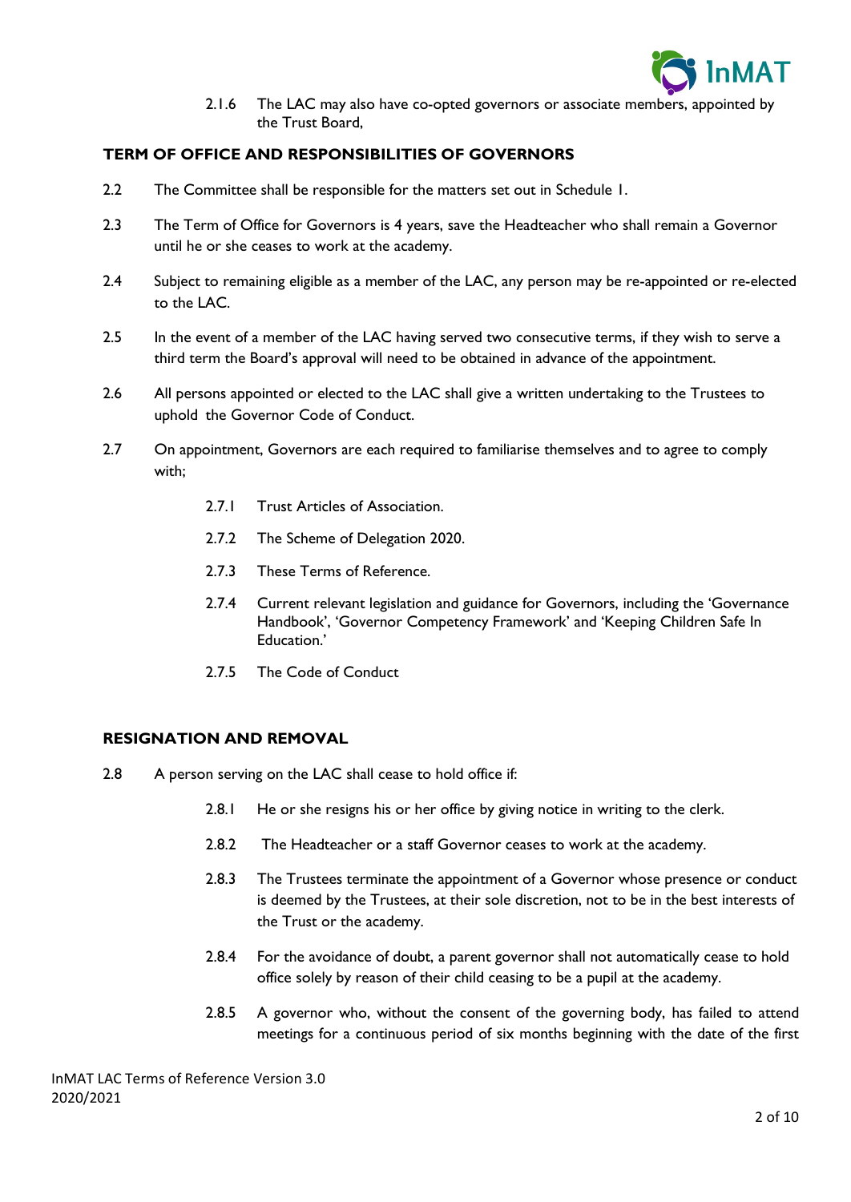2.1.6 The LAC may also have co-opted governors or associate members, appointed by the Trust Board,

## TERM OF OFFICE AND RESPONSIBILITIES OF GOVERNORS

2.2 The Committee shall be responsible for the matters set out in Schedule 1.

2.3 The Term of Office for Governors is 4 years, save the Headteacher who shall remain a Governor until he or she ceases to work at the academy.

2.4 Subject to remaining eligible as a member of the LAC, any person may be re-appointed or re-elected to the LAC.

2.5 In the event of a member of the LAC having served two consecutive terms, if they wish to serve a third term the Board's approval will need to be obtained in advance of the appointment.

2.6 All persons appointed or elected to the LAC shall give a written undertaking to the Trustees to uphold the Governor Code of Conduct.

2.7 On appointment, Governors are each required to familiarise themselves and to agree to comply with;

2.7.1 Trust Articles of Association.

2.7.2 The Scheme of Delegation 2020.

2.7.3 These Terms of Reference.

2.7.4 Current relevant legislation and guidance for Governors, including the 'Governance Handbook', 'Governor Competency Framework' and 'Keeping Children Safe In Education.'

2.7.5 The Code of Conduct

## RESIGNATION AND REMOVAL

2.8 A person serving on the LAC shall cease to hold office if:

2.8.1 He or she resigns his or her office by giving notice in writing to the clerk.

2.8.2 The Headteacher or a staff Governor ceases to work at the academy.

2.8.3 The Trustees terminate the appointment of a Governor whose presence or conduct is deemed by the Trustees, at their sole discretion, not to be in the best interests of the Trust or the academy.

2.8.4 For the avoidance of doubt, a parent governor shall not automatically cease to hold office solely by reason of their child ceasing to be a pupil at the academy.

2.8.5 A governor who, without the consent of the governing body, has failed to attend meetings for a continuous period of six months beginning with the date of the first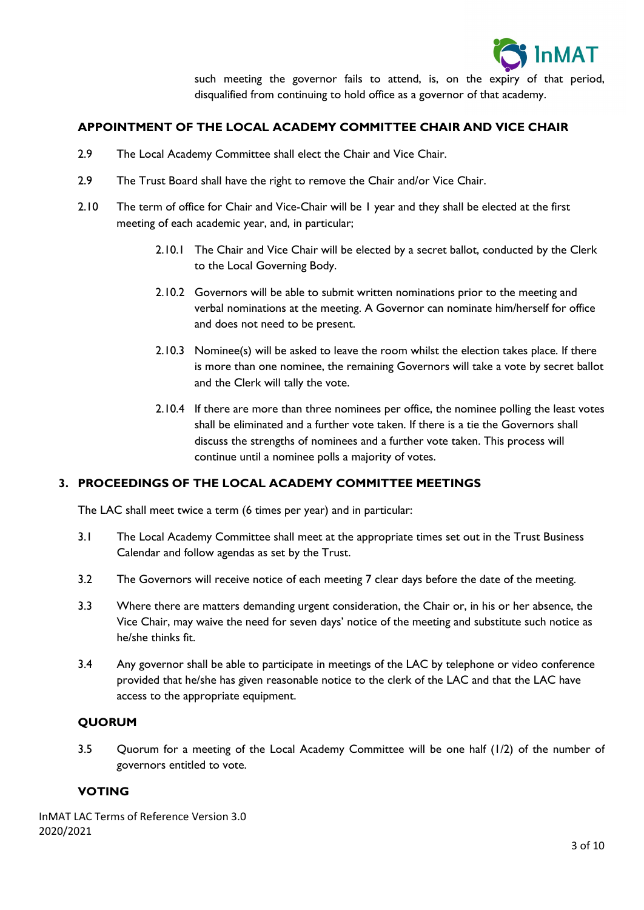such meeting the governor fails to attend, is, on the expiry of that period, disqualified from continuing to hold office as a governor of that academy.

## APPOINTMENT OF THE LOCAL ACADEMY COMMITTEE CHAIR AND VICE CHAIR

2.9 The Local Academy Committee shall elect the Chair and Vice Chair.

2.9 The Trust Board shall have the right to remove the Chair and/or Vice Chair.

2.10 The term of office for Chair and Vice-Chair will be 1 year and they shall be elected at the first meeting of each academic year, and, in particular;

2.10.1 The Chair and Vice Chair will be elected by a secret ballot, conducted by the Clerk to the Local Governing Body.

2.10.2 Governors will be able to submit written nominations prior to the meeting and verbal nominations at the meeting. A Governor can nominate him/herself for office and does not need to be present.

2.10.3 Nominee(s) will be asked to leave the room whilst the election takes place. If there is more than one nominee, the remaining Governors will take a vote by secret ballot and the Clerk will tally the vote.

2.10.4 If there are more than three nominees per office, the nominee polling the least votes shall be eliminated and a further vote taken. If there is a tie the Governors shall discuss the strengths of nominees and a further vote taken. This process will continue until a nominee polls a majority of votes.

## 3. PROCEEDINGS OF THE LOCAL ACADEMY COMMITTEE MEETINGS

The LAC shall meet twice a term (6 times per year) and in particular:

3.1 The Local Academy Committee shall meet at the appropriate times set out in the Trust Business Calendar and follow agendas as set by the Trust.

3.2 The Governors will receive notice of each meeting 7 clear days before the date of the meeting.

3.3 Where there are matters demanding urgent consideration, the Chair or, in his or her absence, the Vice Chair, may waive the need for seven days' notice of the meeting and substitute such notice as he/she thinks fit.

3.4 Any governor shall be able to participate in meetings of the LAC by telephone or video conference provided that he/she has given reasonable notice to the clerk of the LAC and that the LAC have access to the appropriate equipment.

## QUORUM

3.5 Quorum for a meeting of the Local Academy Committee will be one half (1/2) of the number of governors entitled to vote.

## VOTING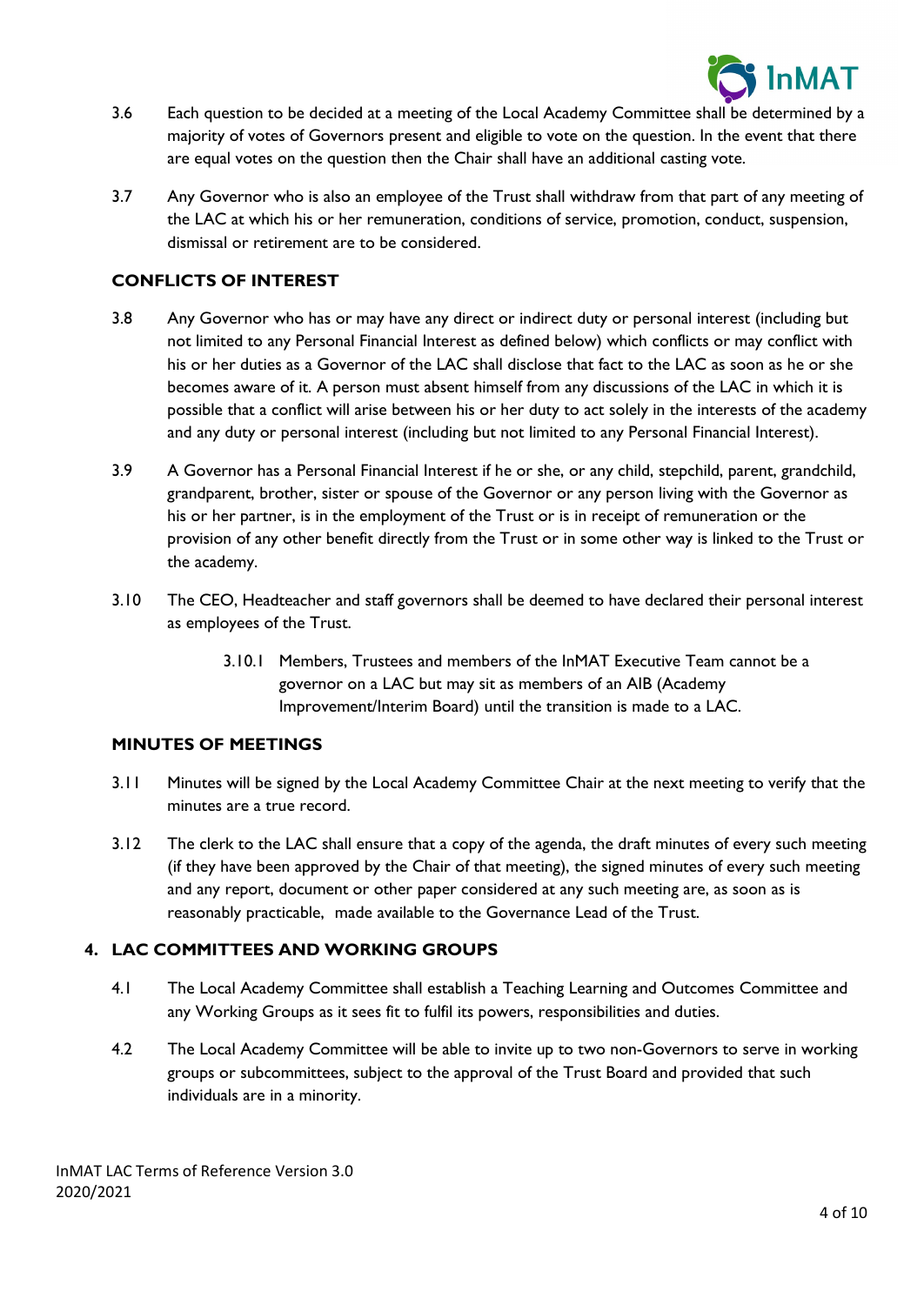3.6 Each question to be decided at a meeting of the Local Academy Committee shall be determined by a majority of votes of Governors present and eligible to vote on the question. In the event that there are equal votes on the question then the Chair shall have an additional casting vote.

3.7 Any Governor who is also an employee of the Trust shall withdraw from that part of any meeting of the LAC at which his or her remuneration, conditions of service, promotion, conduct, suspension, dismissal or retirement are to be considered.

### CONFLICTS OF INTEREST

3.8 Any Governor who has or may have any direct or indirect duty or personal interest (including but not limited to any Personal Financial Interest as defined below) which conflicts or may conflict with his or her duties as a Governor of the LAC shall disclose that fact to the LAC as soon as he or she becomes aware of it. A person must absent himself from any discussions of the LAC in which it is possible that a conflict will arise between his or her duty to act solely in the interests of the academy and any duty or personal interest (including but not limited to any Personal Financial Interest).

3.9 A Governor has a Personal Financial Interest if he or she, or any child, stepchild, parent, grandchild, grandparent, brother, sister or spouse of the Governor or any person living with the Governor as his or her partner, is in the employment of the Trust or is in receipt of remuneration or the provision of any other benefit directly from the Trust or in some other way is linked to the Trust or the academy.

3.10 The CEO, Headteacher and staff governors shall be deemed to have declared their personal interest as employees of the Trust.

> 3.10.1 Members, Trustees and members of the InMAT Executive Team cannot be a governor on a LAC but may sit as members of an AIB (Academy Improvement/Interim Board) until the transition is made to a LAC.

### MINUTES OF MEETINGS

3.11 Minutes will be signed by the Local Academy Committee Chair at the next meeting to verify that the minutes are a true record.

3.12 The clerk to the LAC shall ensure that a copy of the agenda, the draft minutes of every such meeting (if they have been approved by the Chair of that meeting), the signed minutes of every such meeting and any report, document or other paper considered at any such meeting are, as soon as is reasonably practicable, made available to the Governance Lead of the Trust.

## 4. LAC COMMITTEES AND WORKING GROUPS

4.1 The Local Academy Committee shall establish a Teaching Learning and Outcomes Committee and any Working Groups as it sees fit to fulfil its powers, responsibilities and duties.

4.2 The Local Academy Committee will be able to invite up to two non-Governors to serve in working groups or subcommittees, subject to the approval of the Trust Board and provided that such individuals are in a minority.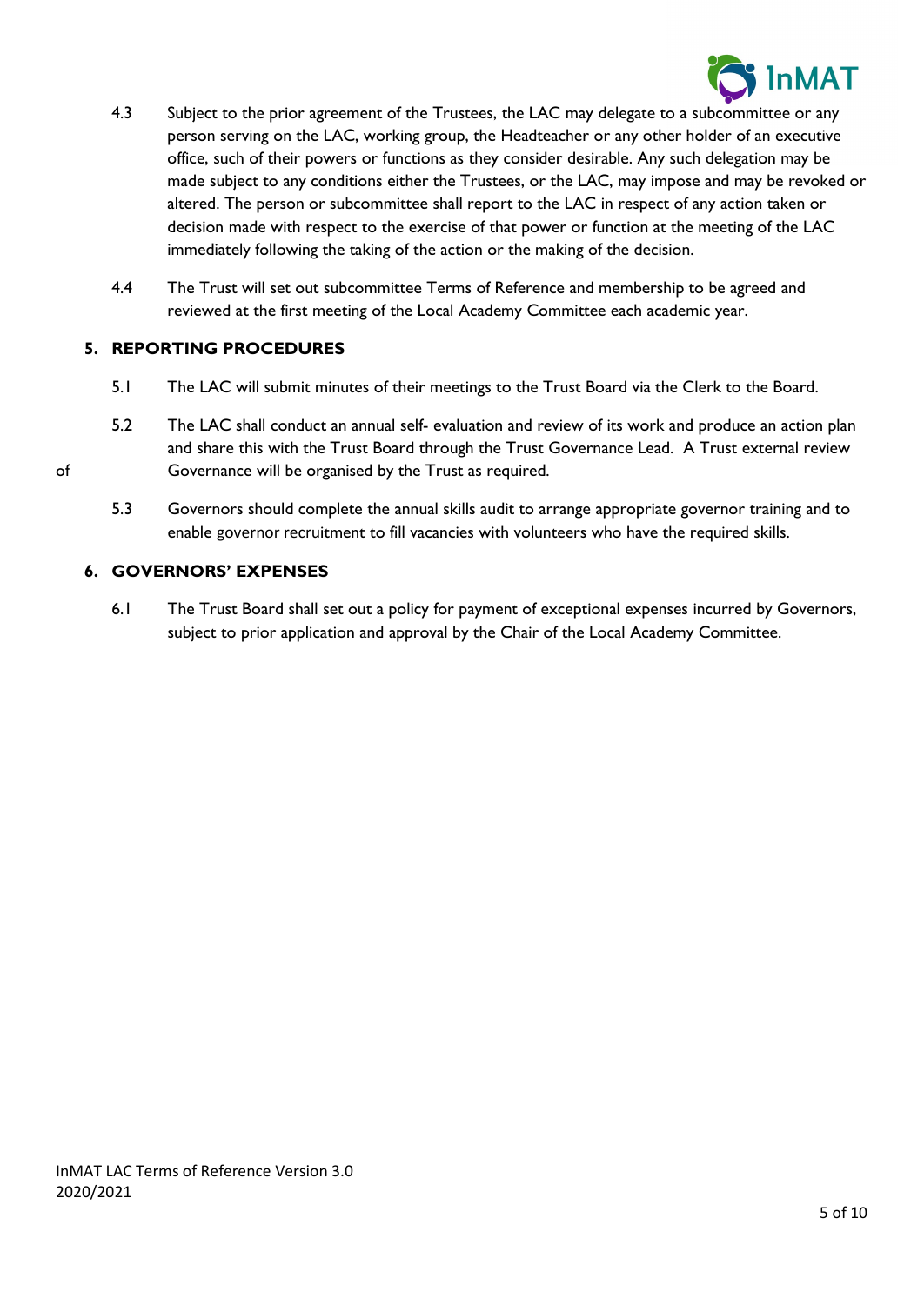4.3 Subject to the prior agreement of the Trustees, the LAC may delegate to a subcommittee or any person serving on the LAC, working group, the Headteacher or any other holder of an executive office, such of their powers or functions as they consider desirable. Any such delegation may be made subject to any conditions either the Trustees, or the LAC, may impose and may be revoked or altered. The person or subcommittee shall report to the LAC in respect of any action taken or decision made with respect to the exercise of that power or function at the meeting of the LAC immediately following the taking of the action or the making of the decision.

4.4 The Trust will set out subcommittee Terms of Reference and membership to be agreed and reviewed at the first meeting of the Local Academy Committee each academic year.

## 5. REPORTING PROCEDURES

5.1 The LAC will submit minutes of their meetings to the Trust Board via the Clerk to the Board.

5.2 The LAC shall conduct an annual self- evaluation and review of its work and produce an action plan and share this with the Trust Board through the Trust Governance Lead. A Trust external review of Governance will be organised by the Trust as required.

5.3 Governors should complete the annual skills audit to arrange appropriate governor training and to enable governor recruitment to fill vacancies with volunteers who have the required skills.

## 6. GOVERNORS' EXPENSES

6.1 The Trust Board shall set out a policy for payment of exceptional expenses incurred by Governors, subject to prior application and approval by the Chair of the Local Academy Committee.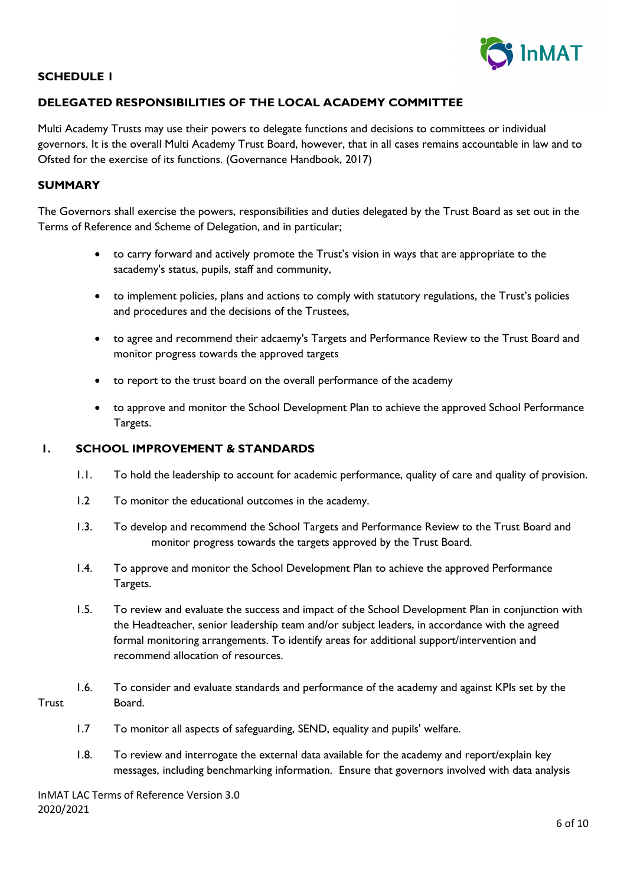**SCHEDULE 1**

**DELEGATED RESPONSIBILITIES OF THE LOCAL ACADEMY COMMITTEE**

Multi Academy Trusts may use their powers to delegate functions and decisions to committees or individual governors. It is the overall Multi Academy Trust Board, however, that in all cases remains accountable in law and to Ofsted for the exercise of its functions. (Governance Handbook, 2017)

**SUMMARY**

The Governors shall exercise the powers, responsibilities and duties delegated by the Trust Board as set out in the Terms of Reference and Scheme of Delegation, and in particular;

- to carry forward and actively promote the Trust's vision in ways that are appropriate to the sacademy's status, pupils, staff and community,
- to implement policies, plans and actions to comply with statutory regulations, the Trust's policies and procedures and the decisions of the Trustees,
- to agree and recommend their adcaemy's Targets and Performance Review to the Trust Board and monitor progress towards the approved targets
- to report to the trust board on the overall performance of the academy
- to approve and monitor the School Development Plan to achieve the approved School Performance Targets.

**1. SCHOOL IMPROVEMENT & STANDARDS**

1.1. To hold the leadership to account for academic performance, quality of care and quality of provision.

1.2 To monitor the educational outcomes in the academy.

1.3. To develop and recommend the School Targets and Performance Review to the Trust Board and monitor progress towards the targets approved by the Trust Board.

1.4. To approve and monitor the School Development Plan to achieve the approved Performance Targets.

1.5. To review and evaluate the success and impact of the School Development Plan in conjunction with the Headteacher, senior leadership team and/or subject leaders, in accordance with the agreed formal monitoring arrangements. To identify areas for additional support/intervention and recommend allocation of resources.

1.6. To consider and evaluate standards and performance of the academy and against KPIs set by the Trust Board.

1.7 To monitor all aspects of safeguarding, SEND, equality and pupils' welfare.

1.8. To review and interrogate the external data available for the academy and report/explain key messages, including benchmarking information. Ensure that governors involved with data analysis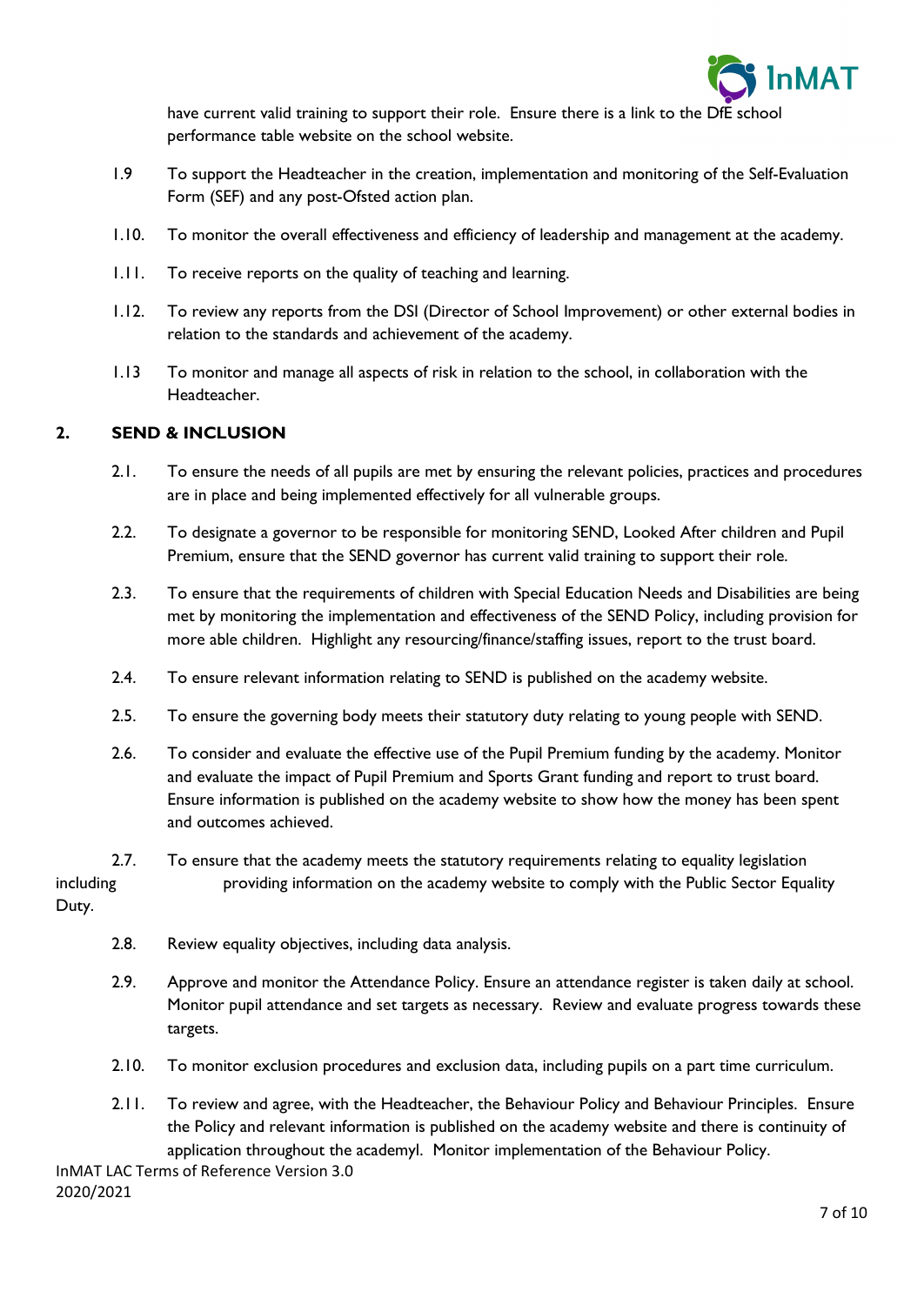have current valid training to support their role. Ensure there is a link to the DfE school performance table website on the school website.

1.9 To support the Headteacher in the creation, implementation and monitoring of the Self-Evaluation Form (SEF) and any post-Ofsted action plan.

1.10. To monitor the overall effectiveness and efficiency of leadership and management at the academy.

1.11. To receive reports on the quality of teaching and learning.

1.12. To review any reports from the DSI (Director of School Improvement) or other external bodies in relation to the standards and achievement of the academy.

1.13 To monitor and manage all aspects of risk in relation to the school, in collaboration with the Headteacher.

## 2. SEND & INCLUSION

2.1. To ensure the needs of all pupils are met by ensuring the relevant policies, practices and procedures are in place and being implemented effectively for all vulnerable groups.

2.2. To designate a governor to be responsible for monitoring SEND, Looked After children and Pupil Premium, ensure that the SEND governor has current valid training to support their role.

2.3. To ensure that the requirements of children with Special Education Needs and Disabilities are being met by monitoring the implementation and effectiveness of the SEND Policy, including provision for more able children. Highlight any resourcing/finance/staffing issues, report to the trust board.

2.4. To ensure relevant information relating to SEND is published on the academy website.

2.5. To ensure the governing body meets their statutory duty relating to young people with SEND.

2.6. To consider and evaluate the effective use of the Pupil Premium funding by the academy. Monitor and evaluate the impact of Pupil Premium and Sports Grant funding and report to trust board. Ensure information is published on the academy website to show how the money has been spent and outcomes achieved.

2.7. To ensure that the academy meets the statutory requirements relating to equality legislation including providing information on the academy website to comply with the Public Sector Equality Duty.

2.8. Review equality objectives, including data analysis.

2.9. Approve and monitor the Attendance Policy. Ensure an attendance register is taken daily at school. Monitor pupil attendance and set targets as necessary. Review and evaluate progress towards these targets.

2.10. To monitor exclusion procedures and exclusion data, including pupils on a part time curriculum.

2.11. To review and agree, with the Headteacher, the Behaviour Policy and Behaviour Principles. Ensure the Policy and relevant information is published on the academy website and there is continuity of application throughout the academyl. Monitor implementation of the Behaviour Policy.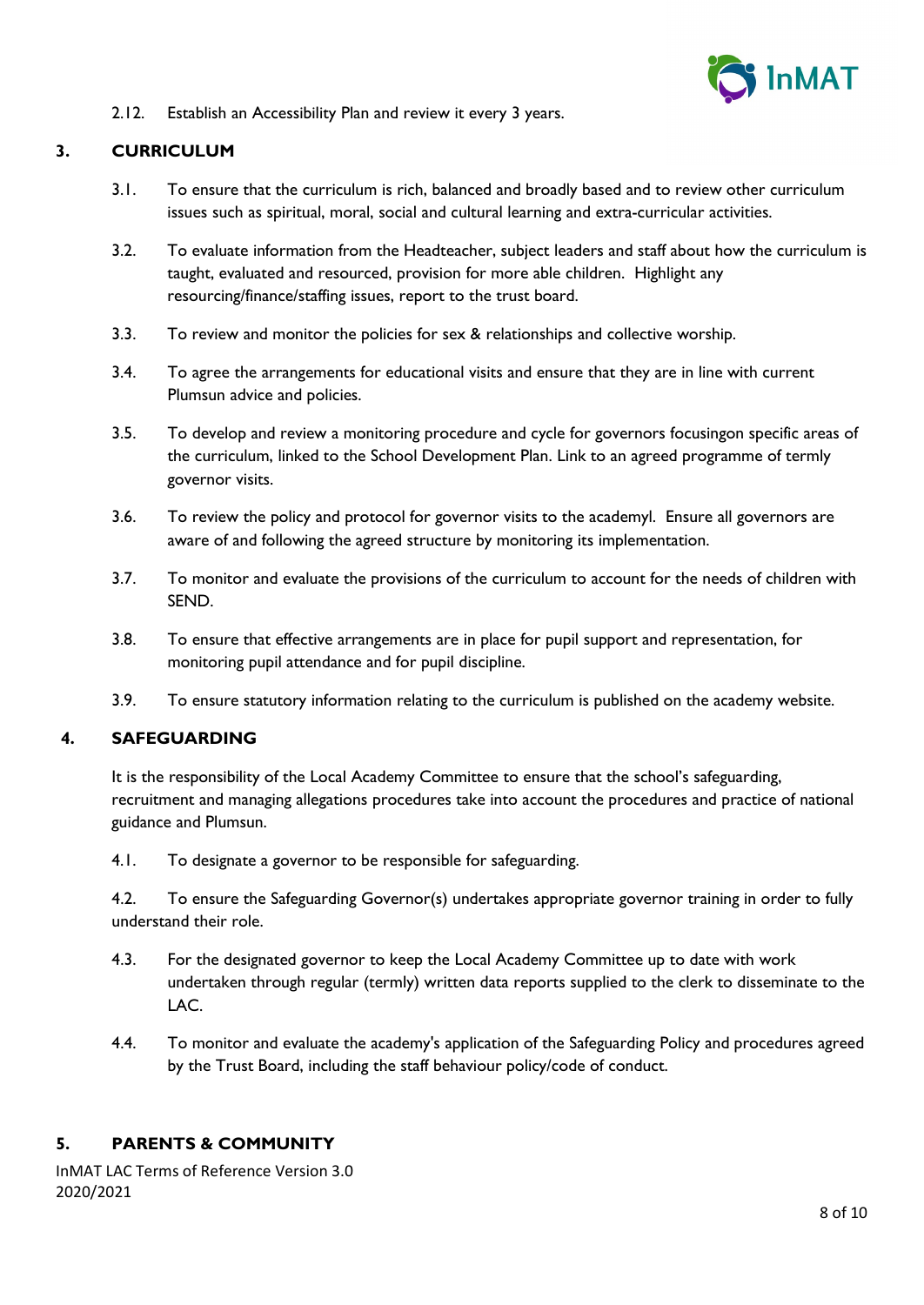2.12. Establish an Accessibility Plan and review it every 3 years.

## 3. CURRICULUM

3.1. To ensure that the curriculum is rich, balanced and broadly based and to review other curriculum issues such as spiritual, moral, social and cultural learning and extra-curricular activities.

3.2. To evaluate information from the Headteacher, subject leaders and staff about how the curriculum is taught, evaluated and resourced, provision for more able children. Highlight any resourcing/finance/staffing issues, report to the trust board.

3.3. To review and monitor the policies for sex & relationships and collective worship.

3.4. To agree the arrangements for educational visits and ensure that they are in line with current Plumsun advice and policies.

3.5. To develop and review a monitoring procedure and cycle for governors focusingon specific areas of the curriculum, linked to the School Development Plan. Link to an agreed programme of termly governor visits.

3.6. To review the policy and protocol for governor visits to the academyl. Ensure all governors are aware of and following the agreed structure by monitoring its implementation.

3.7. To monitor and evaluate the provisions of the curriculum to account for the needs of children with SEND.

3.8. To ensure that effective arrangements are in place for pupil support and representation, for monitoring pupil attendance and for pupil discipline.

3.9. To ensure statutory information relating to the curriculum is published on the academy website.

## 4. SAFEGUARDING

It is the responsibility of the Local Academy Committee to ensure that the school's safeguarding, recruitment and managing allegations procedures take into account the procedures and practice of national guidance and Plumsun.

4.1. To designate a governor to be responsible for safeguarding.

4.2. To ensure the Safeguarding Governor(s) undertakes appropriate governor training in order to fully understand their role.

4.3. For the designated governor to keep the Local Academy Committee up to date with work undertaken through regular (termly) written data reports supplied to the clerk to disseminate to the LAC.

4.4. To monitor and evaluate the academy's application of the Safeguarding Policy and procedures agreed by the Trust Board, including the staff behaviour policy/code of conduct.

## 5. PARENTS & COMMUNITY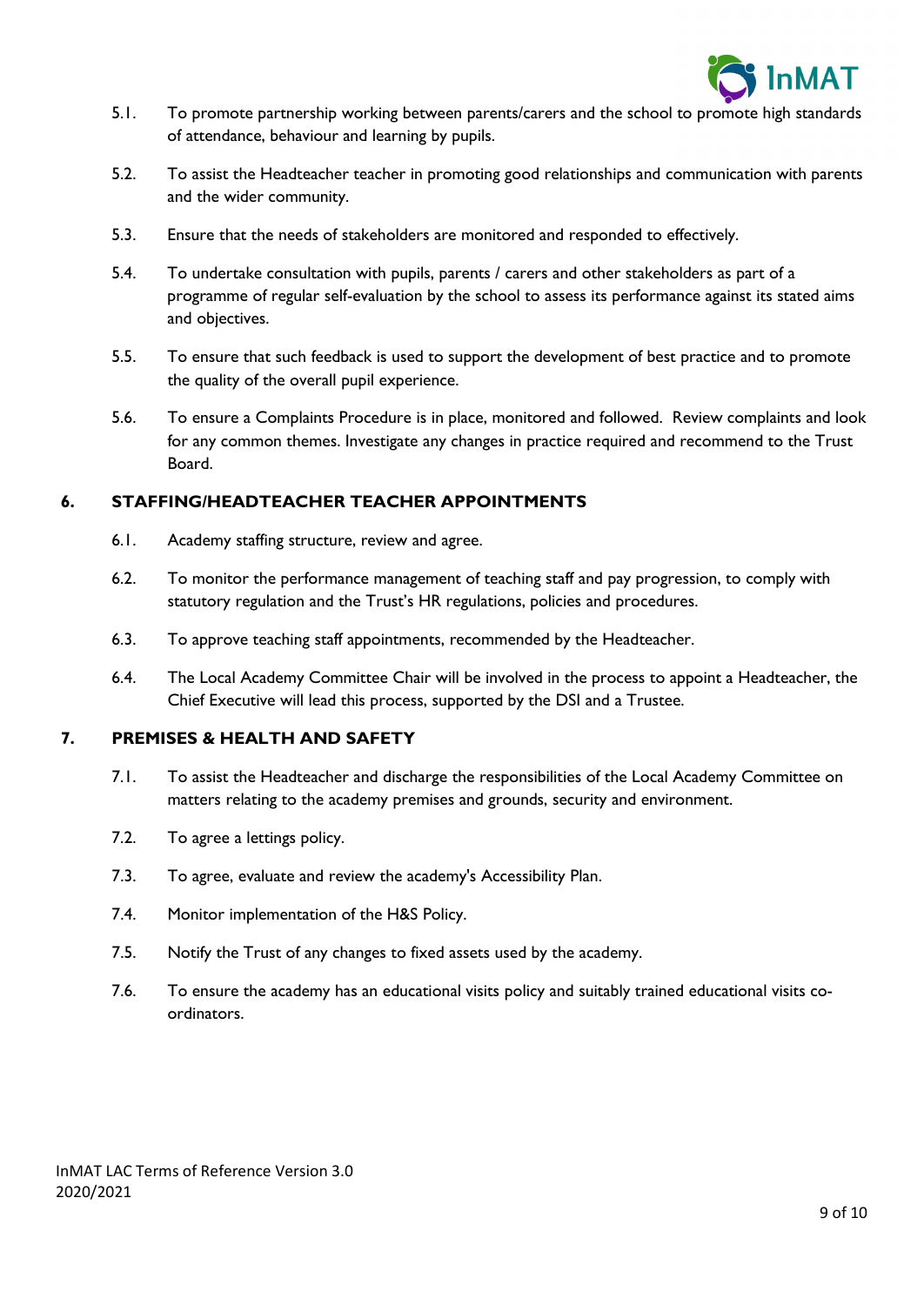5.1. To promote partnership working between parents/carers and the school to promote high standards of attendance, behaviour and learning by pupils.

5.2. To assist the Headteacher teacher in promoting good relationships and communication with parents and the wider community.

5.3. Ensure that the needs of stakeholders are monitored and responded to effectively.

5.4. To undertake consultation with pupils, parents / carers and other stakeholders as part of a programme of regular self-evaluation by the school to assess its performance against its stated aims and objectives.

5.5. To ensure that such feedback is used to support the development of best practice and to promote the quality of the overall pupil experience.

5.6. To ensure a Complaints Procedure is in place, monitored and followed. Review complaints and look for any common themes. Investigate any changes in practice required and recommend to the Trust Board.

## 6. STAFFING/HEADTEACHER TEACHER APPOINTMENTS

6.1. Academy staffing structure, review and agree.

6.2. To monitor the performance management of teaching staff and pay progression, to comply with statutory regulation and the Trust's HR regulations, policies and procedures.

6.3. To approve teaching staff appointments, recommended by the Headteacher.

6.4. The Local Academy Committee Chair will be involved in the process to appoint a Headteacher, the Chief Executive will lead this process, supported by the DSI and a Trustee.

## 7. PREMISES & HEALTH AND SAFETY

7.1. To assist the Headteacher and discharge the responsibilities of the Local Academy Committee on matters relating to the academy premises and grounds, security and environment.

7.2. To agree a lettings policy.

7.3. To agree, evaluate and review the academy's Accessibility Plan.

7.4. Monitor implementation of the H&S Policy.

7.5. Notify the Trust of any changes to fixed assets used by the academy.

7.6. To ensure the academy has an educational visits policy and suitably trained educational visits co-ordinators.